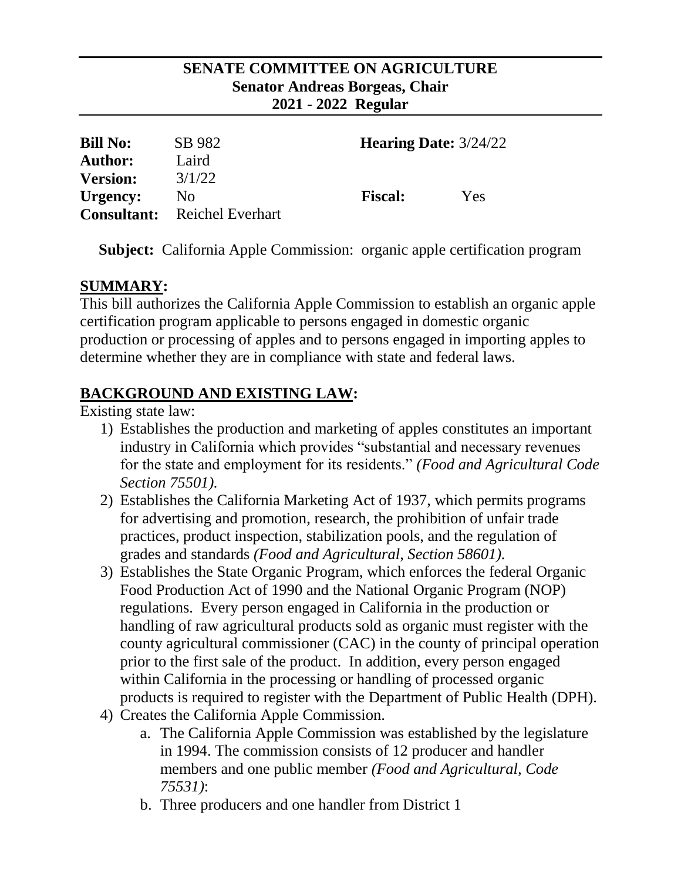**SENATE COMMITTEE ON AGRICULTURE**
**Senator Andreas Borgeas, Chair**
**2021 - 2022 Regular**

| | | | |
|---|---|---|---|
| **Bill No:** | SB 982 | **Hearing Date:** 3/24/22 | |
| **Author:** | Laird | | |
| **Version:** | 3/1/22 | | |
| **Urgency:** | No | **Fiscal:** | Yes |
| **Consultant:** | Reichel Everhart | | |

**Subject:** California Apple Commission: organic apple certification program

## SUMMARY:

This bill authorizes the California Apple Commission to establish an organic apple certification program applicable to persons engaged in domestic organic production or processing of apples and to persons engaged in importing apples to determine whether they are in compliance with state and federal laws.

## BACKGROUND AND EXISTING LAW:

Existing state law:

1) Establishes the production and marketing of apples constitutes an important industry in California which provides "substantial and necessary revenues for the state and employment for its residents." *(Food and Agricultural Code Section 75501).*
2) Establishes the California Marketing Act of 1937, which permits programs for advertising and promotion, research, the prohibition of unfair trade practices, product inspection, stabilization pools, and the regulation of grades and standards *(Food and Agricultural, Section 58601).*
3) Establishes the State Organic Program, which enforces the federal Organic Food Production Act of 1990 and the National Organic Program (NOP) regulations. Every person engaged in California in the production or handling of raw agricultural products sold as organic must register with the county agricultural commissioner (CAC) in the county of principal operation prior to the first sale of the product. In addition, every person engaged within California in the processing or handling of processed organic products is required to register with the Department of Public Health (DPH).
4) Creates the California Apple Commission.
    a. The California Apple Commission was established by the legislature in 1994. The commission consists of 12 producer and handler members and one public member *(Food and Agricultural, Code 75531)*:
    b. Three producers and one handler from District 1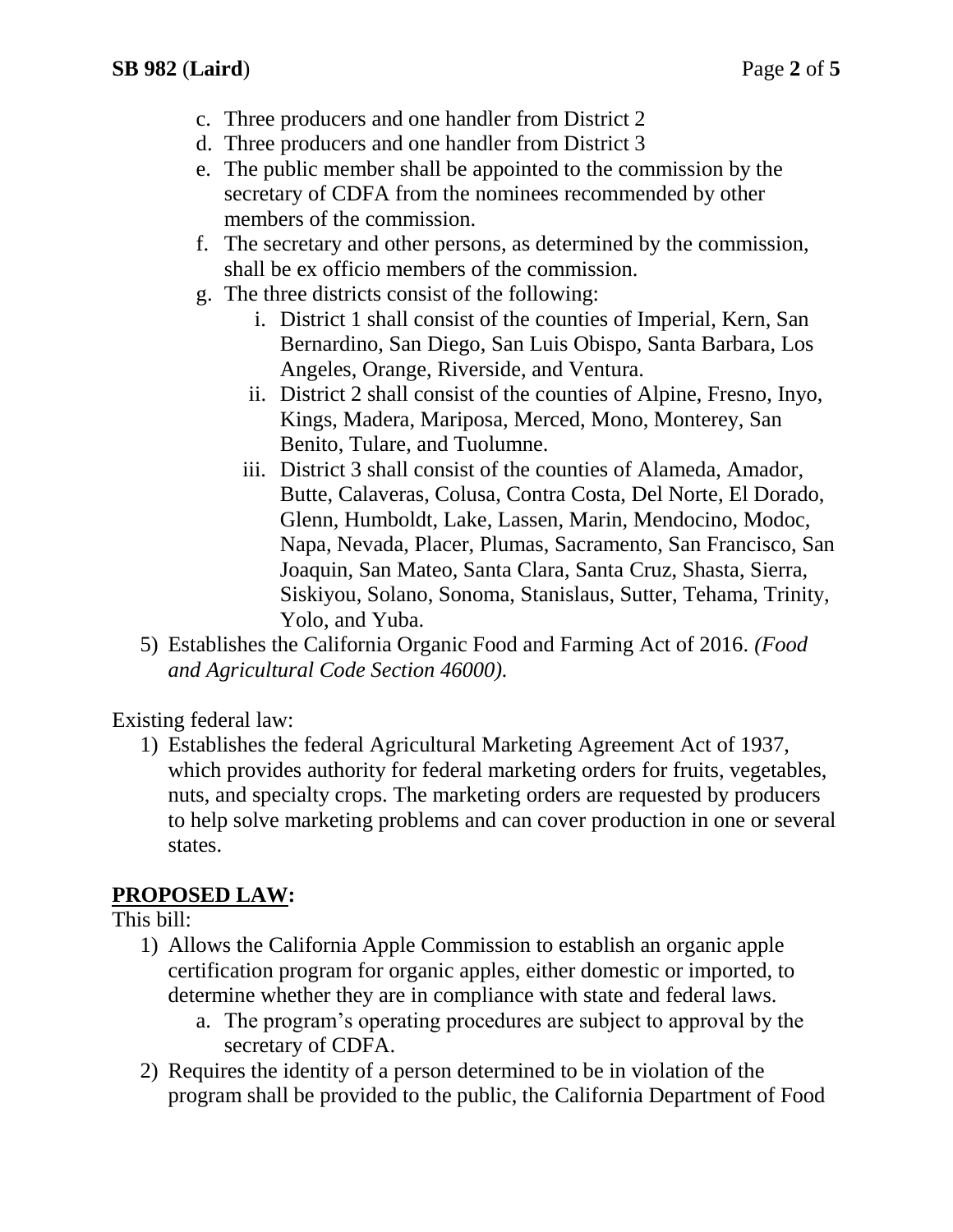c. Three producers and one handler from District 2
d. Three producers and one handler from District 3
e. The public member shall be appointed to the commission by the secretary of CDFA from the nominees recommended by other members of the commission.
f. The secretary and other persons, as determined by the commission, shall be ex officio members of the commission.
g. The three districts consist of the following:
    i. District 1 shall consist of the counties of Imperial, Kern, San Bernardino, San Diego, San Luis Obispo, Santa Barbara, Los Angeles, Orange, Riverside, and Ventura.
    ii. District 2 shall consist of the counties of Alpine, Fresno, Inyo, Kings, Madera, Mariposa, Merced, Mono, Monterey, San Benito, Tulare, and Tuolumne.
    iii. District 3 shall consist of the counties of Alameda, Amador, Butte, Calaveras, Colusa, Contra Costa, Del Norte, El Dorado, Glenn, Humboldt, Lake, Lassen, Marin, Mendocino, Modoc, Napa, Nevada, Placer, Plumas, Sacramento, San Francisco, San Joaquin, San Mateo, Santa Clara, Santa Cruz, Shasta, Sierra, Siskiyou, Solano, Sonoma, Stanislaus, Sutter, Tehama, Trinity, Yolo, and Yuba.

5) Establishes the California Organic Food and Farming Act of 2016. *(Food and Agricultural Code Section 46000).*

Existing federal law:

1) Establishes the federal Agricultural Marketing Agreement Act of 1937, which provides authority for federal marketing orders for fruits, vegetables, nuts, and specialty crops. The marketing orders are requested by producers to help solve marketing problems and can cover production in one or several states.

## **PROPOSED LAW:**

This bill:

1) Allows the California Apple Commission to establish an organic apple certification program for organic apples, either domestic or imported, to determine whether they are in compliance with state and federal laws.
    a. The program's operating procedures are subject to approval by the secretary of CDFA.
2) Requires the identity of a person determined to be in violation of the program shall be provided to the public, the California Department of Food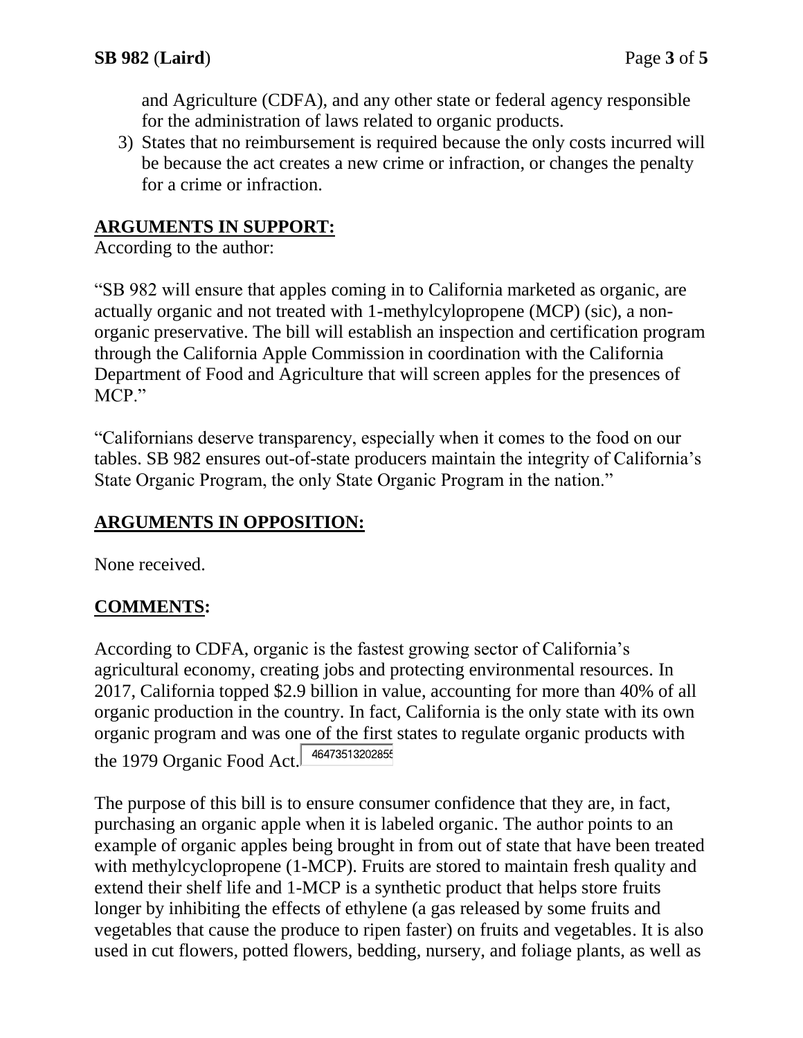and Agriculture (CDFA), and any other state or federal agency responsible for the administration of laws related to organic products.

3) States that no reimbursement is required because the only costs incurred will be because the act creates a new crime or infraction, or changes the penalty for a crime or infraction.

## ARGUMENTS IN SUPPORT:

According to the author:

"SB 982 will ensure that apples coming in to California marketed as organic, are actually organic and not treated with 1-methylcylopropene (MCP) (sic), a non-organic preservative. The bill will establish an inspection and certification program through the California Apple Commission in coordination with the California Department of Food and Agriculture that will screen apples for the presences of MCP."

"Californians deserve transparency, especially when it comes to the food on our tables. SB 982 ensures out-of-state producers maintain the integrity of California's State Organic Program, the only State Organic Program in the nation."

## ARGUMENTS IN OPPOSITION:

None received.

## COMMENTS:

According to CDFA, organic is the fastest growing sector of California's agricultural economy, creating jobs and protecting environmental resources. In 2017, California topped $2.9 billion in value, accounting for more than 40% of all organic production in the country. In fact, California is the only state with its own organic program and was one of the first states to regulate organic products with the 1979 Organic Food Act.

The purpose of this bill is to ensure consumer confidence that they are, in fact, purchasing an organic apple when it is labeled organic. The author points to an example of organic apples being brought in from out of state that have been treated with methylcyclopropene (1-MCP). Fruits are stored to maintain fresh quality and extend their shelf life and 1-MCP is a synthetic product that helps store fruits longer by inhibiting the effects of ethylene (a gas released by some fruits and vegetables that cause the produce to ripen faster) on fruits and vegetables. It is also used in cut flowers, potted flowers, bedding, nursery, and foliage plants, as well as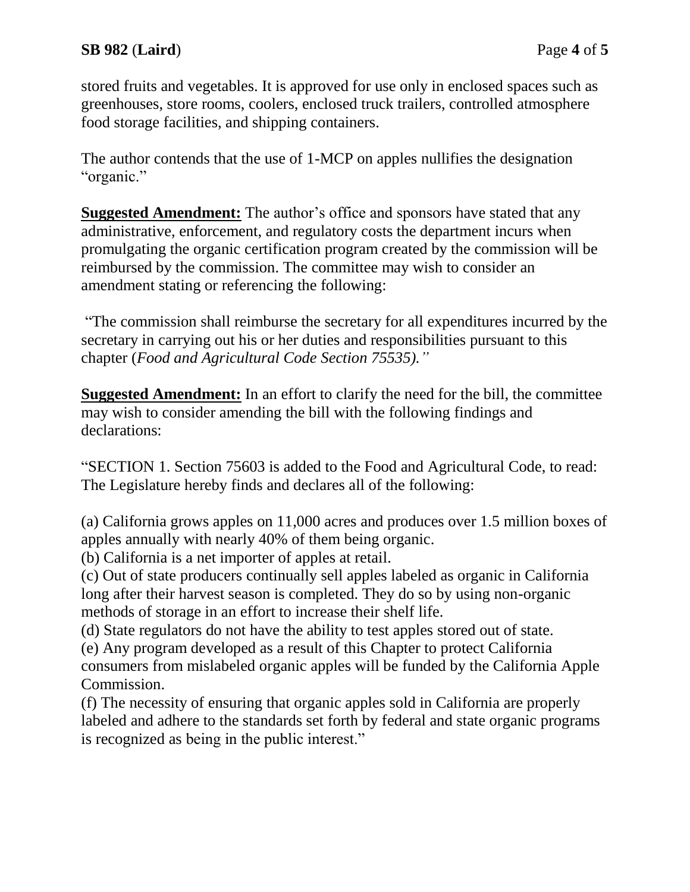stored fruits and vegetables. It is approved for use only in enclosed spaces such as greenhouses, store rooms, coolers, enclosed truck trailers, controlled atmosphere food storage facilities, and shipping containers.

The author contends that the use of 1-MCP on apples nullifies the designation "organic."

**Suggested Amendment:** The author's office and sponsors have stated that any administrative, enforcement, and regulatory costs the department incurs when promulgating the organic certification program created by the commission will be reimbursed by the commission. The committee may wish to consider an amendment stating or referencing the following:

"The commission shall reimburse the secretary for all expenditures incurred by the secretary in carrying out his or her duties and responsibilities pursuant to this chapter (*Food and Agricultural Code Section 75535).*"

**Suggested Amendment:** In an effort to clarify the need for the bill, the committee may wish to consider amending the bill with the following findings and declarations:

"SECTION 1. Section 75603 is added to the Food and Agricultural Code, to read: The Legislature hereby finds and declares all of the following:

(a) California grows apples on 11,000 acres and produces over 1.5 million boxes of apples annually with nearly 40% of them being organic.
(b) California is a net importer of apples at retail.
(c) Out of state producers continually sell apples labeled as organic in California long after their harvest season is completed. They do so by using non-organic methods of storage in an effort to increase their shelf life.
(d) State regulators do not have the ability to test apples stored out of state.
(e) Any program developed as a result of this Chapter to protect California consumers from mislabeled organic apples will be funded by the California Apple Commission.
(f) The necessity of ensuring that organic apples sold in California are properly labeled and adhere to the standards set forth by federal and state organic programs is recognized as being in the public interest."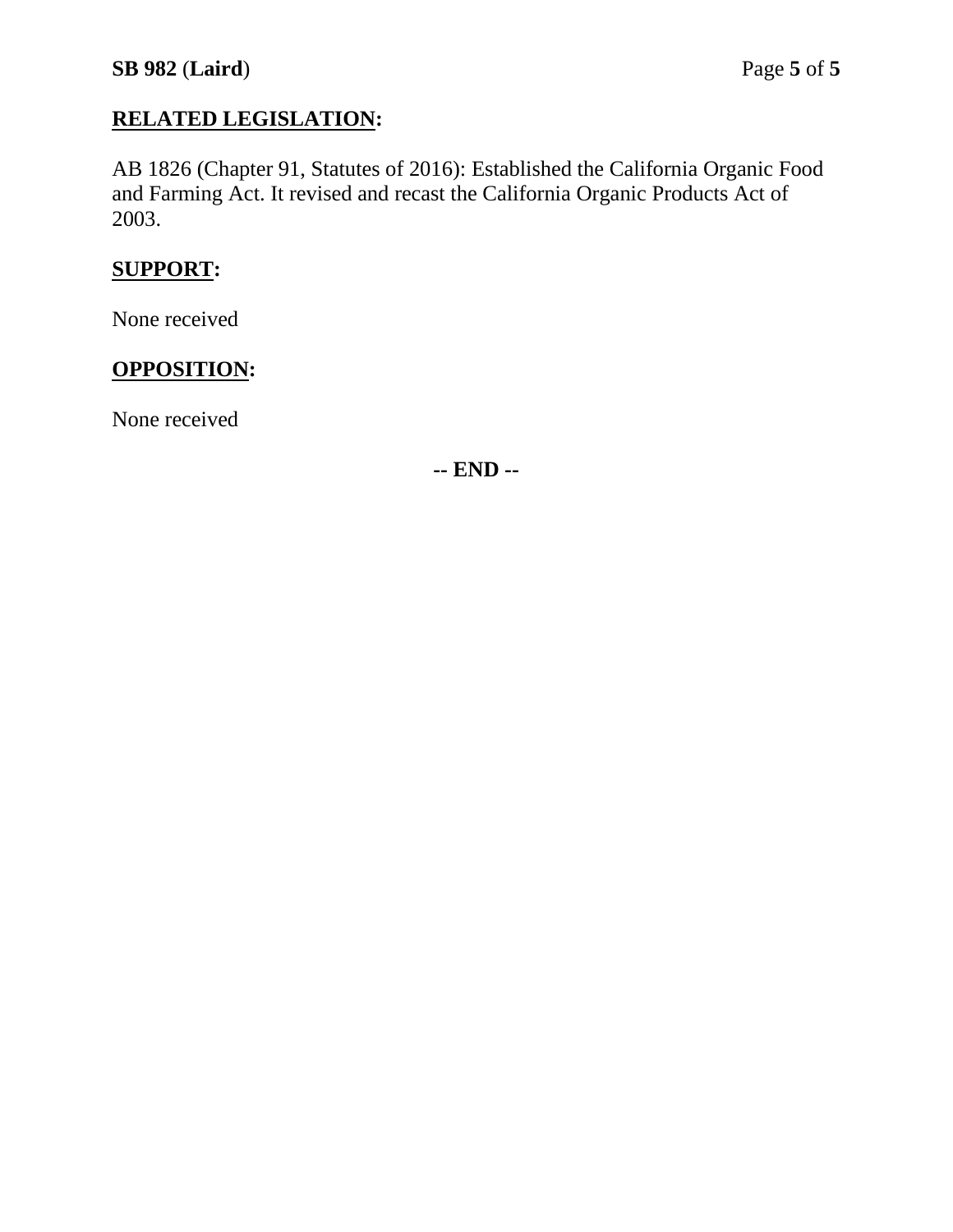## RELATED LEGISLATION:

AB 1826 (Chapter 91, Statutes of 2016): Established the California Organic Food and Farming Act. It revised and recast the California Organic Products Act of 2003.

## SUPPORT:

None received

## OPPOSITION:

None received

**-- END --**